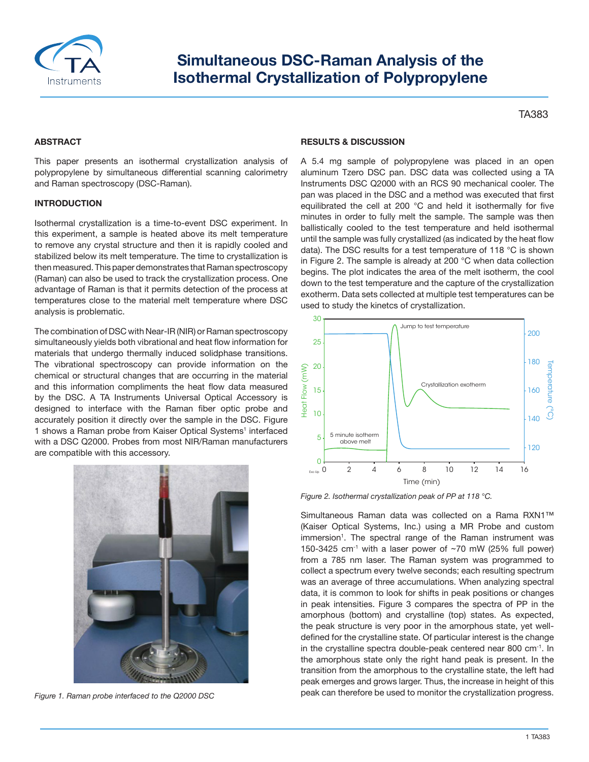# Simultaneous DSC-Raman Analysis of the Isothermal Crystallization of Polypropylene

TA383

## ABSTRACT

This paper presents an isothermal crystallization analysis of polypropylene by simultaneous differential scanning calorimetry and Raman spectroscopy (DSC-Raman).

## INTRODUCTION

Isothermal crystallization is a time-to-event DSC experiment. In this experiment, a sample is heated above its melt temperature to remove any crystal structure and then it is rapidly cooled and stabilized below its melt temperature. The time to crystallization is then measured. This paper demonstrates that Raman spectroscopy (Raman) can also be used to track the crystallization process. One advantage of Raman is that it permits detection of the process at temperatures close to the material melt temperature where DSC analysis is problematic.

The combination of DSC with Near-IR (NIR) or Raman spectroscopy simultaneously yields both vibrational and heat flow information for materials that undergo thermally induced solidphase transitions. The vibrational spectroscopy can provide information on the chemical or structural changes that are occurring in the material and this information compliments the heat flow data measured by the DSC. A TA Instruments Universal Optical Accessory is designed to interface with the Raman fiber optic probe and accurately position it directly over the sample in the DSC. Figure 1 shows a Raman probe from Kaiser Optical Systems[1] interfaced with a DSC Q2000. Probes from most NIR/Raman manufacturers are compatible with this accessory.

*Figure 1. Raman probe interfaced to the Q2000 DSC*

## RESULTS & DISCUSSION

A 5.4 mg sample of polypropylene was placed in an open aluminum Tzero DSC pan. DSC data was collected using a TA Instruments DSC Q2000 with an RCS 90 mechanical cooler. The pan was placed in the DSC and a method was executed that first equilibrated the cell at 200 °C and held it isothermally for five minutes in order to fully melt the sample. The sample was then ballistically cooled to the test temperature and held isothermal until the sample was fully crystallized (as indicated by the heat flow data). The DSC results for a test temperature of 118 °C is shown in Figure 2. The sample is already at 200 °C when data collection begins. The plot indicates the area of the melt isotherm, the cool down to the test temperature and the capture of the crystallization exotherm. Data sets collected at multiple test temperatures can be used to study the kinetcs of crystallization.

*Figure 2. Isothermal crystallization peak of PP at 118 °C.*

Simultaneous Raman data was collected on a Rama RXN1™ (Kaiser Optical Systems, Inc.) using a MR Probe and custom immersion[1]. The spectral range of the Raman instrument was 150-3425 cm$^{-1}$ with a laser power of ~70 mW (25% full power) from a 785 nm laser. The Raman system was programmed to collect a spectrum every twelve seconds; each resulting spectrum was an average of three accumulations. When analyzing spectral data, it is common to look for shifts in peak positions or changes in peak intensities. Figure 3 compares the spectra of PP in the amorphous (bottom) and crystalline (top) states. As expected, the peak structure is very poor in the amorphous state, yet well-defined for the crystalline state. Of particular interest is the change in the crystalline spectra double-peak centered near 800 cm$^{-1}$. In the amorphous state only the right hand peak is present. In the transition from the amorphous to the crystalline state, the left had peak emerges and grows larger. Thus, the increase in height of this peak can therefore be used to monitor the crystallization progress.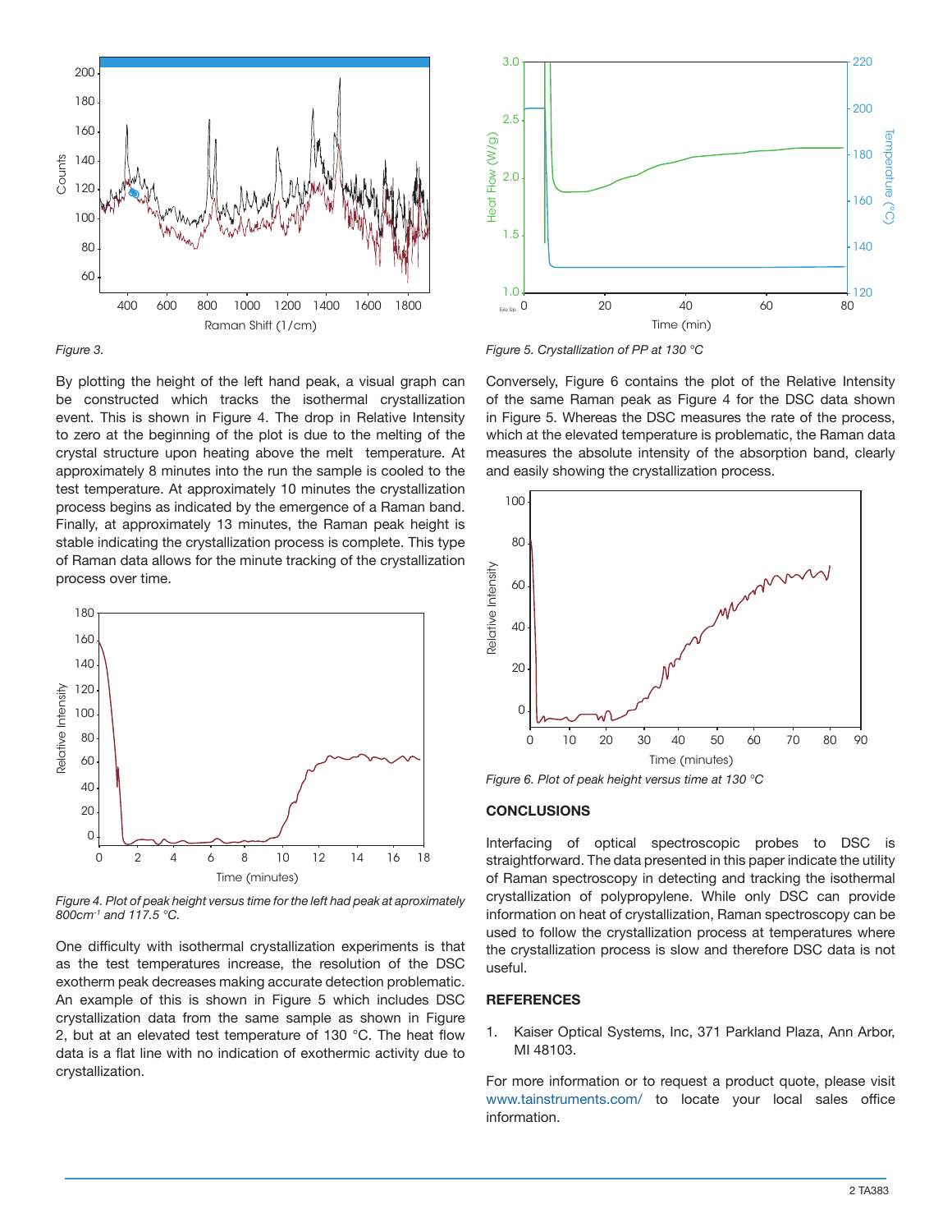200
180
160
140
120
100
80
60
Counts
400 600 800 1000 1200 1400 1600 1800
Raman Shift (1/cm)

*Figure 3.*

By plotting the height of the left hand peak, a visual graph can be constructed which tracks the isothermal crystallization event. This is shown in Figure 4. The drop in Relative Intensity to zero at the beginning of the plot is due to the melting of the crystal structure upon heating above the melt temperature. At approximately 8 minutes into the run the sample is cooled to the test temperature. At approximately 10 minutes the crystallization process begins as indicated by the emergence of a Raman band. Finally, at approximately 13 minutes, the Raman peak height is stable indicating the crystallization process is complete. This type of Raman data allows for the minute tracking of the crystallization process over time.

180
160
140
120
100
80
60
40
20
0
Relative Intensity
0 2 4 6 8 10 12 14 16 18
Time (minutes)

*Figure 4. Plot of peak height versus time for the left had peak at aproximately 800cm$^{-1}$ and 117.5 °C.*

One difficulty with isothermal crystallization experiments is that as the test temperatures increase, the resolution of the DSC exotherm peak decreases making accurate detection problematic. An example of this is shown in Figure 5 which includes DSC crystallization data from the same sample as shown in Figure 2, but at an elevated test temperature of 130 °C. The heat flow data is a flat line with no indication of exothermic activity due to crystallization.

3.0
2.5
2.0
1.5
1.0
Heat Flow (W/g)
Exo Up
0 20 40 60 80
Time (min)
220
200
180
160
140
120
Temperature (°C)

*Figure 5. Crystallization of PP at 130 °C*

Conversely, Figure 6 contains the plot of the Relative Intensity of the same Raman peak as Figure 4 for the DSC data shown in Figure 5. Whereas the DSC measures the rate of the process, which at the elevated temperature is problematic, the Raman data measures the absolute intensity of the absorption band, clearly and easily showing the crystallization process.

100
80
60
40
20
0
Relative Intensity
0 10 20 30 40 50 60 70 80 90
Time (minutes)

*Figure 6. Plot of peak height versus time at 130 °C*

## CONCLUSIONS

Interfacing of optical spectroscopic probes to DSC is straightforward. The data presented in this paper indicate the utility of Raman spectroscopy in detecting and tracking the isothermal crystallization of polypropylene. While only DSC can provide information on heat of crystallization, Raman spectroscopy can be used to follow the crystallization process at temperatures where the crystallization process is slow and therefore DSC data is not useful.

## REFERENCES

1. Kaiser Optical Systems, Inc, 371 Parkland Plaza, Ann Arbor, MI 48103.

For more information or to request a product quote, please visit www.tainstruments.com/ to locate your local sales office information.